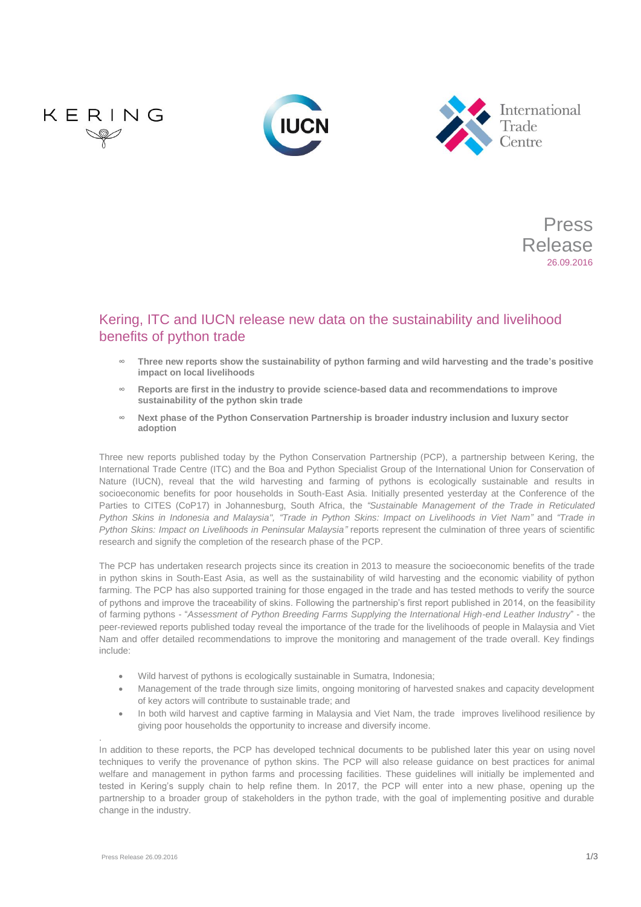Press Release
26.09.2016

# Kering, ITC and IUCN release new data on the sustainability and livelihood benefits of python trade

- **Three new reports show the sustainability of python farming and wild harvesting and the trade's positive impact on local livelihoods**
- **Reports are first in the industry to provide science-based data and recommendations to improve sustainability of the python skin trade**
- **Next phase of the Python Conservation Partnership is broader industry inclusion and luxury sector adoption**

Three new reports published today by the Python Conservation Partnership (PCP), a partnership between Kering, the International Trade Centre (ITC) and the Boa and Python Specialist Group of the International Union for Conservation of Nature (IUCN), reveal that the wild harvesting and farming of pythons is ecologically sustainable and results in socioeconomic benefits for poor households in South-East Asia. Initially presented yesterday at the Conference of the Parties to CITES (CoP17) in Johannesburg, South Africa, the *"Sustainable Management of the Trade in Reticulated Python Skins in Indonesia and Malaysia", "Trade in Python Skins: Impact on Livelihoods in Viet Nam"* and *"Trade in Python Skins: Impact on Livelihoods in Peninsular Malaysia"* reports represent the culmination of three years of scientific research and signify the completion of the research phase of the PCP.

The PCP has undertaken research projects since its creation in 2013 to measure the socioeconomic benefits of the trade in python skins in South-East Asia, as well as the sustainability of wild harvesting and the economic viability of python farming. The PCP has also supported training for those engaged in the trade and has tested methods to verify the source of pythons and improve the traceability of skins. Following the partnership's first report published in 2014, on the feasibility of farming pythons - "*Assessment of Python Breeding Farms Supplying the International High-end Leather Industry*" - the peer-reviewed reports published today reveal the importance of the trade for the livelihoods of people in Malaysia and Viet Nam and offer detailed recommendations to improve the monitoring and management of the trade overall. Key findings include:

- Wild harvest of pythons is ecologically sustainable in Sumatra, Indonesia;
- Management of the trade through size limits, ongoing monitoring of harvested snakes and capacity development of key actors will contribute to sustainable trade; and
- In both wild harvest and captive farming in Malaysia and Viet Nam, the trade improves livelihood resilience by giving poor households the opportunity to increase and diversify income.

In addition to these reports, the PCP has developed technical documents to be published later this year on using novel techniques to verify the provenance of python skins. The PCP will also release guidance on best practices for animal welfare and management in python farms and processing facilities. These guidelines will initially be implemented and tested in Kering's supply chain to help refine them. In 2017, the PCP will enter into a new phase, opening up the partnership to a broader group of stakeholders in the python trade, with the goal of implementing positive and durable change in the industry.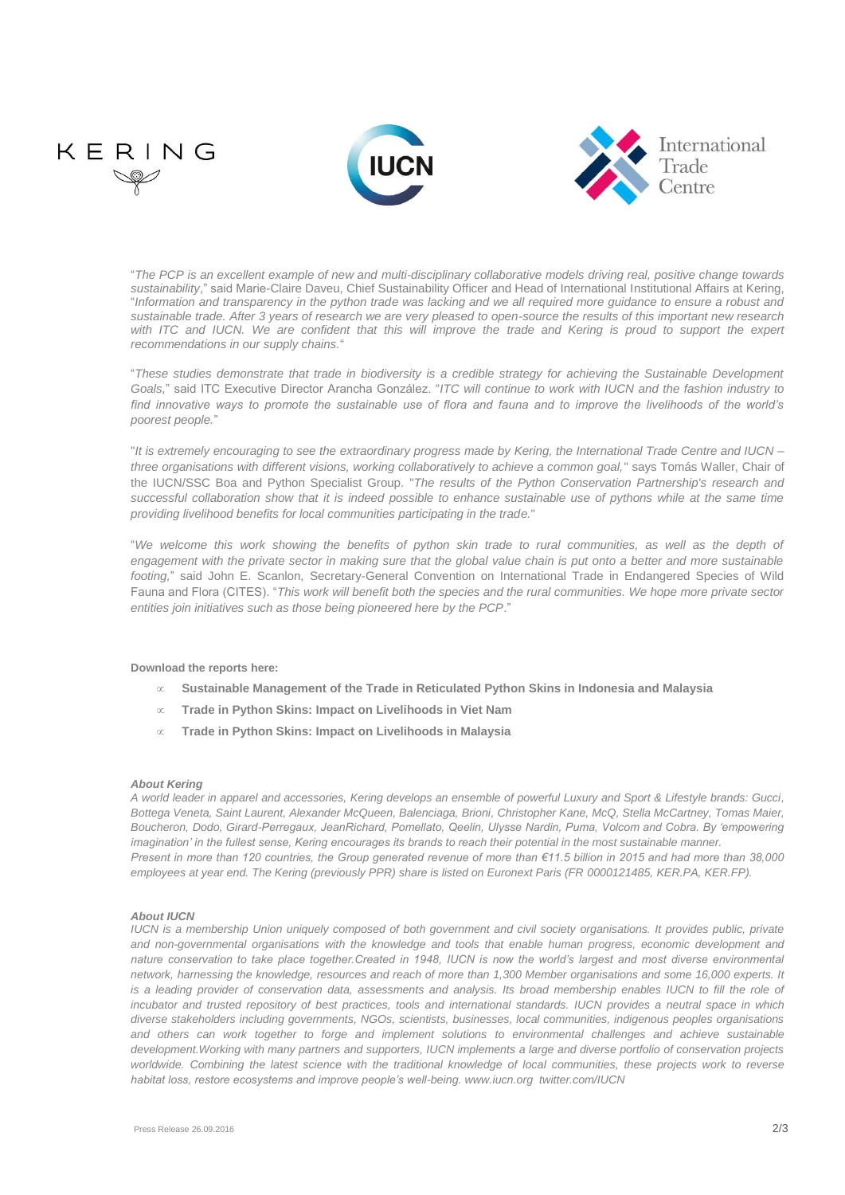"*The PCP is an excellent example of new and multi-disciplinary collaborative models driving real, positive change towards sustainability*," said Marie-Claire Daveu, Chief Sustainability Officer and Head of International Institutional Affairs at Kering, "*Information and transparency in the python trade was lacking and we all required more guidance to ensure a robust and sustainable trade. After 3 years of research we are very pleased to open-source the results of this important new research with ITC and IUCN. We are confident that this will improve the trade and Kering is proud to support the expert recommendations in our supply chains.*"

"*These studies demonstrate that trade in biodiversity is a credible strategy for achieving the Sustainable Development Goals,*" said ITC Executive Director Arancha González. "*ITC will continue to work with IUCN and the fashion industry to find innovative ways to promote the sustainable use of flora and fauna and to improve the livelihoods of the world's poorest people.*"

"*It is extremely encouraging to see the extraordinary progress made by Kering, the International Trade Centre and IUCN – three organisations with different visions, working collaboratively to achieve a common goal,*" says Tomás Waller, Chair of the IUCN/SSC Boa and Python Specialist Group. "*The results of the Python Conservation Partnership's research and successful collaboration show that it is indeed possible to enhance sustainable use of pythons while at the same time providing livelihood benefits for local communities participating in the trade.*"

"*We welcome this work showing the benefits of python skin trade to rural communities, as well as the depth of engagement with the private sector in making sure that the global value chain is put onto a better and more sustainable footing,*" said John E. Scanlon, Secretary-General Convention on International Trade in Endangered Species of Wild Fauna and Flora (CITES). "*This work will benefit both the species and the rural communities. We hope more private sector entities join initiatives such as those being pioneered here by the PCP*."

**Download the reports here:**

- **Sustainable Management of the Trade in Reticulated Python Skins in Indonesia and Malaysia**
- **Trade in Python Skins: Impact on Livelihoods in Viet Nam**
- **Trade in Python Skins: Impact on Livelihoods in Malaysia**

***About Kering***

*A world leader in apparel and accessories, Kering develops an ensemble of powerful Luxury and Sport & Lifestyle brands: Gucci, Bottega Veneta, Saint Laurent, Alexander McQueen, Balenciaga, Brioni, Christopher Kane, McQ, Stella McCartney, Tomas Maier, Boucheron, Dodo, Girard-Perregaux, JeanRichard, Pomellato, Qeelin, Ulysse Nardin, Puma, Volcom and Cobra. By 'empowering imagination' in the fullest sense, Kering encourages its brands to reach their potential in the most sustainable manner.*

*Present in more than 120 countries, the Group generated revenue of more than €11.5 billion in 2015 and had more than 38,000 employees at year end. The Kering (previously PPR) share is listed on Euronext Paris (FR 0000121485, KER.PA, KER.FP).*

***About IUCN***

*IUCN is a membership Union uniquely composed of both government and civil society organisations. It provides public, private and non-governmental organisations with the knowledge and tools that enable human progress, economic development and nature conservation to take place together.Created in 1948, IUCN is now the world's largest and most diverse environmental network, harnessing the knowledge, resources and reach of more than 1,300 Member organisations and some 16,000 experts. It is a leading provider of conservation data, assessments and analysis. Its broad membership enables IUCN to fill the role of incubator and trusted repository of best practices, tools and international standards. IUCN provides a neutral space in which diverse stakeholders including governments, NGOs, scientists, businesses, local communities, indigenous peoples organisations and others can work together to forge and implement solutions to environmental challenges and achieve sustainable development.Working with many partners and supporters, IUCN implements a large and diverse portfolio of conservation projects worldwide. Combining the latest science with the traditional knowledge of local communities, these projects work to reverse habitat loss, restore ecosystems and improve people's well-being. www.iucn.org twitter.com/IUCN*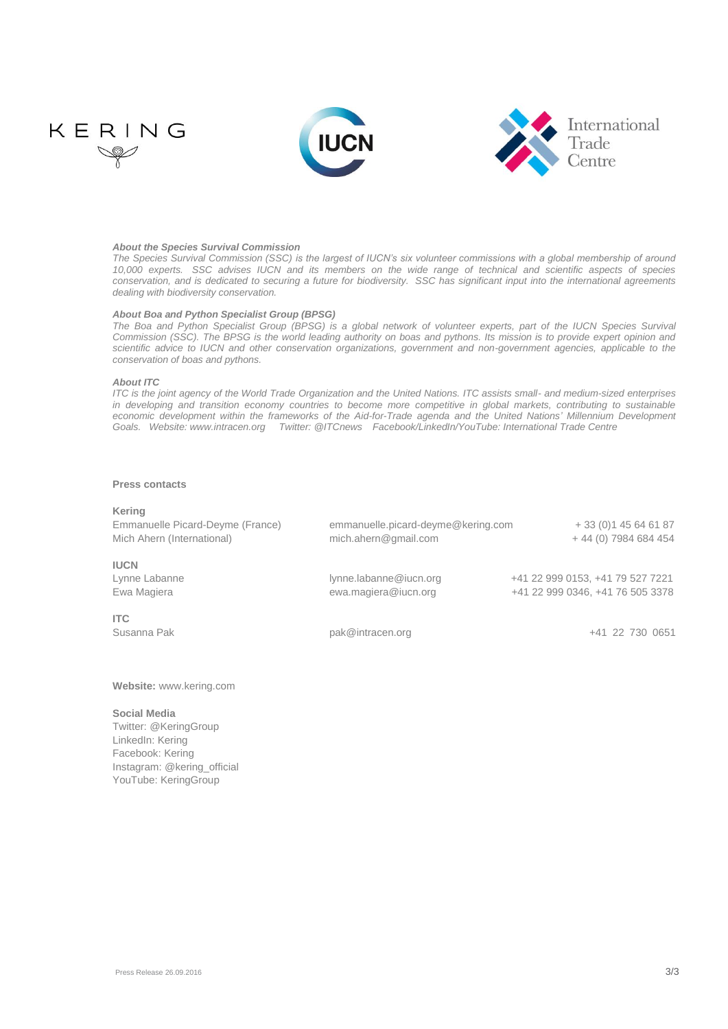***About the Species Survival Commission***

*The Species Survival Commission (SSC) is the largest of IUCN's six volunteer commissions with a global membership of around 10,000 experts. SSC advises IUCN and its members on the wide range of technical and scientific aspects of species conservation, and is dedicated to securing a future for biodiversity. SSC has significant input into the international agreements dealing with biodiversity conservation.*

***About Boa and Python Specialist Group (BPSG)***

*The Boa and Python Specialist Group (BPSG) is a global network of volunteer experts, part of the IUCN Species Survival Commission (SSC). The BPSG is the world leading authority on boas and pythons. Its mission is to provide expert opinion and scientific advice to IUCN and other conservation organizations, government and non-government agencies, applicable to the conservation of boas and pythons.*

***About ITC***

*ITC is the joint agency of the World Trade Organization and the United Nations. ITC assists small- and medium-sized enterprises in developing and transition economy countries to become more competitive in global markets, contributing to sustainable economic development within the frameworks of the Aid-for-Trade agenda and the United Nations' Millennium Development Goals. Website: www.intracen.org Twitter: @ITCnews Facebook/LinkedIn/YouTube: International Trade Centre*

**Press contacts**

| | | |
|---|---|---|
| **Kering** | | |
| Emmanuelle Picard-Deyme (France) | emmanuelle.picard-deyme@kering.com | + 33 (0)1 45 64 61 87 |
| Mich Ahern (International) | mich.ahern@gmail.com | + 44 (0) 7984 684 454 |
| **IUCN** | | |
| Lynne Labanne | lynne.labanne@iucn.org | +41 22 999 0153, +41 79 527 7221 |
| Ewa Magiera | ewa.magiera@iucn.org | +41 22 999 0346, +41 76 505 3378 |
| **ITC** | | |
| Susanna Pak | pak@intracen.org | +41 22 730 0651 |

**Website:** www.kering.com

**Social Media**
Twitter: @KeringGroup
LinkedIn: Kering
Facebook: Kering
Instagram: @kering_official
YouTube: KeringGroup

Press Release 26.09.2016